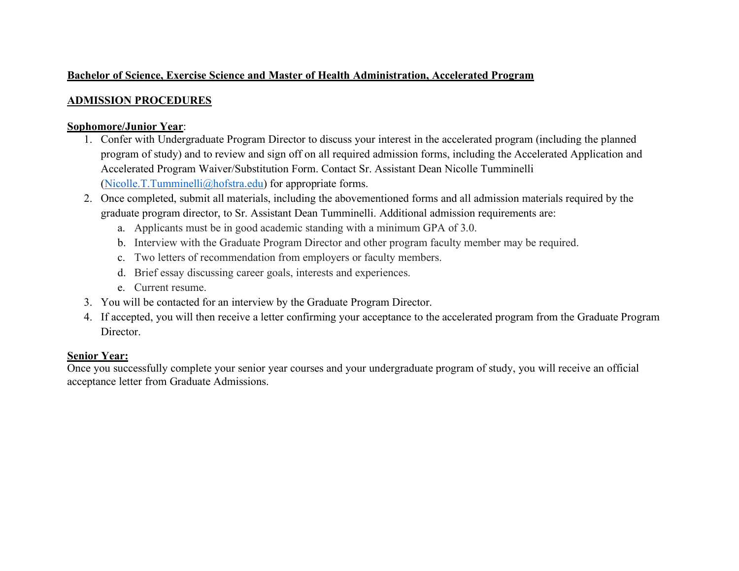**Bachelor of Science, Exercise Science and Master of Health Administration, Accelerated Program**

**ADMISSION PROCEDURES**

**Sophomore/Junior Year**:

1. Confer with Undergraduate Program Director to discuss your interest in the accelerated program (including the planned program of study) and to review and sign off on all required admission forms, including the Accelerated Application and Accelerated Program Waiver/Substitution Form. Contact Sr. Assistant Dean Nicolle Tumminelli (Nicolle.T.Tumminelli@hofstra.edu) for appropriate forms.
2. Once completed, submit all materials, including the abovementioned forms and all admission materials required by the graduate program director, to Sr. Assistant Dean Tumminelli. Additional admission requirements are:
   a. Applicants must be in good academic standing with a minimum GPA of 3.0.
   b. Interview with the Graduate Program Director and other program faculty member may be required.
   c. Two letters of recommendation from employers or faculty members.
   d. Brief essay discussing career goals, interests and experiences.
   e. Current resume.
3. You will be contacted for an interview by the Graduate Program Director.
4. If accepted, you will then receive a letter confirming your acceptance to the accelerated program from the Graduate Program Director.

**Senior Year:**

Once you successfully complete your senior year courses and your undergraduate program of study, you will receive an official acceptance letter from Graduate Admissions.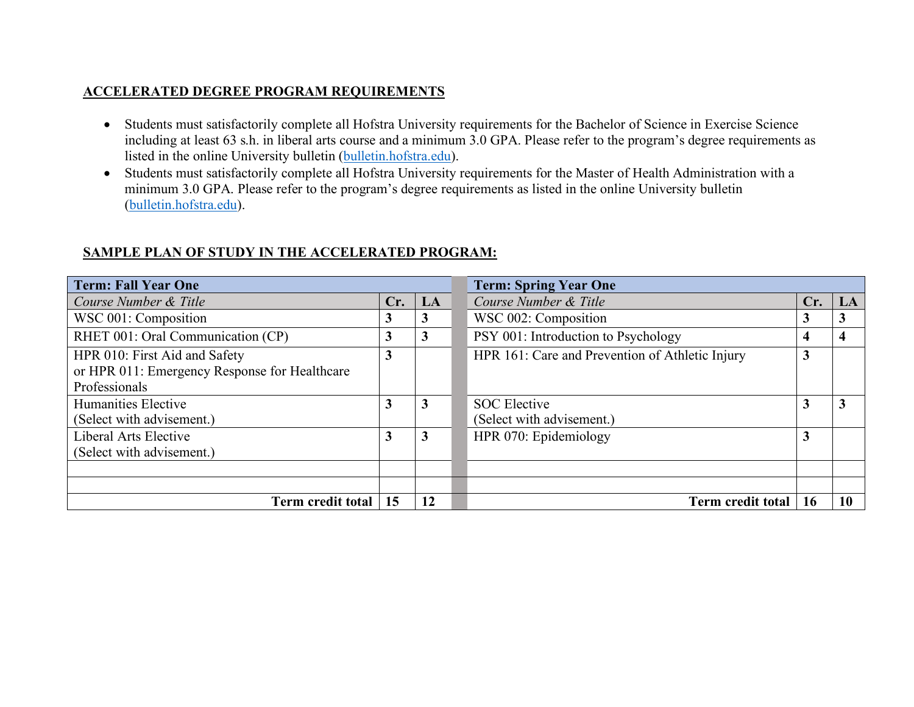## ACCELERATED DEGREE PROGRAM REQUIREMENTS

- Students must satisfactorily complete all Hofstra University requirements for the Bachelor of Science in Exercise Science including at least 63 s.h. in liberal arts course and a minimum 3.0 GPA. Please refer to the program's degree requirements as listed in the online University bulletin (bulletin.hofstra.edu).
- Students must satisfactorily complete all Hofstra University requirements for the Master of Health Administration with a minimum 3.0 GPA. Please refer to the program's degree requirements as listed in the online University bulletin (bulletin.hofstra.edu).

## SAMPLE PLAN OF STUDY IN THE ACCELERATED PROGRAM:

| **Term: Fall Year One** | | | **Term: Spring Year One** | | |
|---|---|---|---|---|---|
| *Course Number & Title* | **Cr.** | **LA** | *Course Number & Title* | **Cr.** | **LA** |
| WSC 001: Composition | **3** | **3** | WSC 002: Composition | **3** | **3** |
| RHET 001: Oral Communication (CP) | **3** | **3** | PSY 001: Introduction to Psychology | **4** | **4** |
| HPR 010: First Aid and Safety or HPR 011: Emergency Response for Healthcare Professionals | **3** | | HPR 161: Care and Prevention of Athletic Injury | **3** | |
| Humanities Elective (Select with advisement.) | **3** | **3** | SOC Elective (Select with advisement.) | **3** | **3** |
| Liberal Arts Elective (Select with advisement.) | **3** | **3** | HPR 070: Epidemiology | **3** | |
| | | | | | |
| | | | | | |
| **Term credit total** | **15** | **12** | **Term credit total** | **16** | **10** |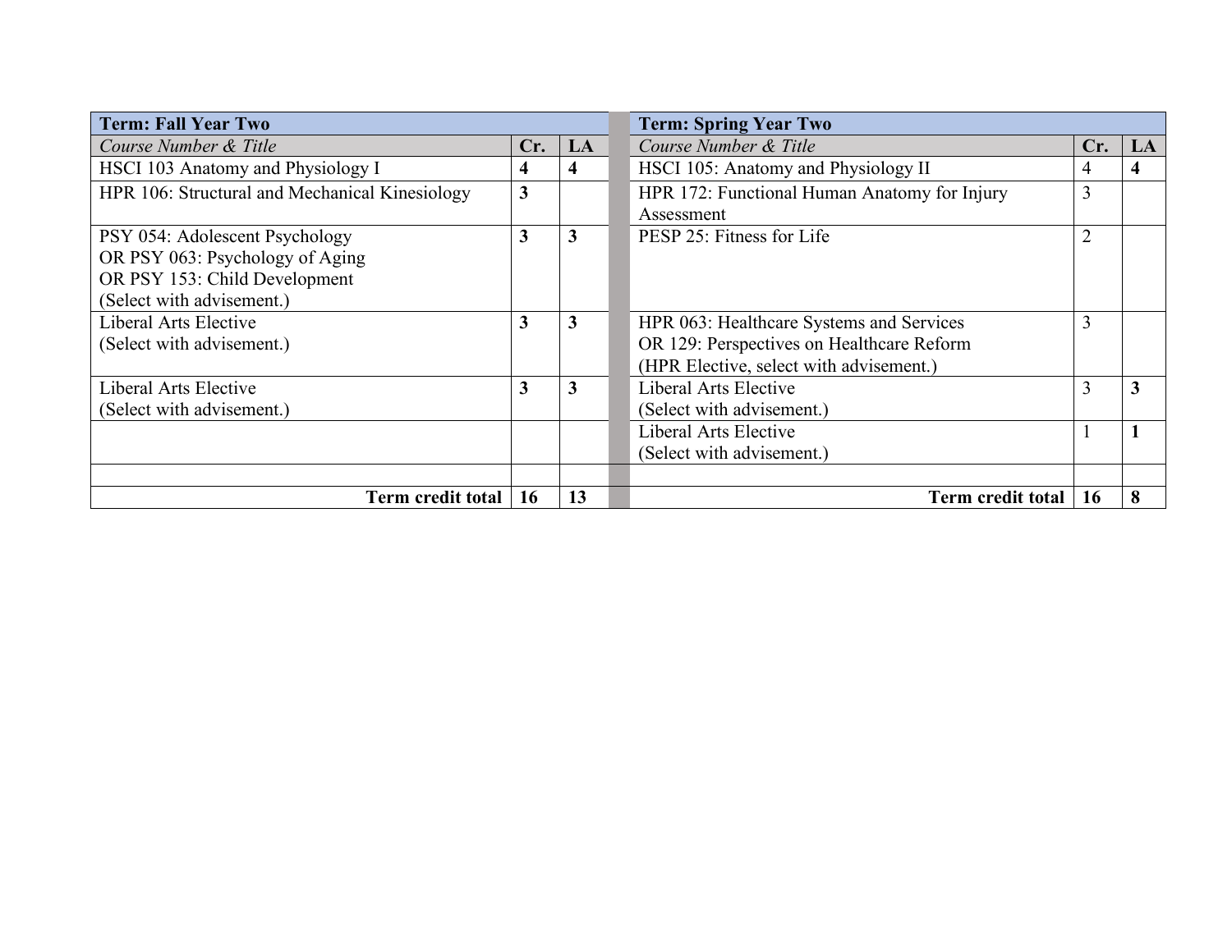| Term: Fall Year Two | | |
| --- | --- | --- |
| *Course Number & Title* | **Cr.** | **LA** |
| HSCI 103 Anatomy and Physiology I | **4** | **4** |
| HPR 106: Structural and Mechanical Kinesiology | **3** | |
| PSY 054: Adolescent Psychology<br>OR PSY 063: Psychology of Aging<br>OR PSY 153: Child Development<br>(Select with advisement.) | **3** | **3** |
| Liberal Arts Elective<br>(Select with advisement.) | **3** | **3** |
| Liberal Arts Elective<br>(Select with advisement.) | **3** | **3** |
| | | |
| | | |
| **Term credit total** | **16** | **13** |

| Term: Spring Year Two | | |
| --- | --- | --- |
| *Course Number & Title* | **Cr.** | **LA** |
| HSCI 105: Anatomy and Physiology II | 4 | **4** |
| HPR 172: Functional Human Anatomy for Injury Assessment | 3 | |
| PESP 25: Fitness for Life | 2 | |
| HPR 063: Healthcare Systems and Services<br>OR 129: Perspectives on Healthcare Reform<br>(HPR Elective, select with advisement.) | 3 | |
| Liberal Arts Elective<br>(Select with advisement.) | 3 | **3** |
| Liberal Arts Elective<br>(Select with advisement.) | 1 | **1** |
| | | |
| **Term credit total** | **16** | **8** |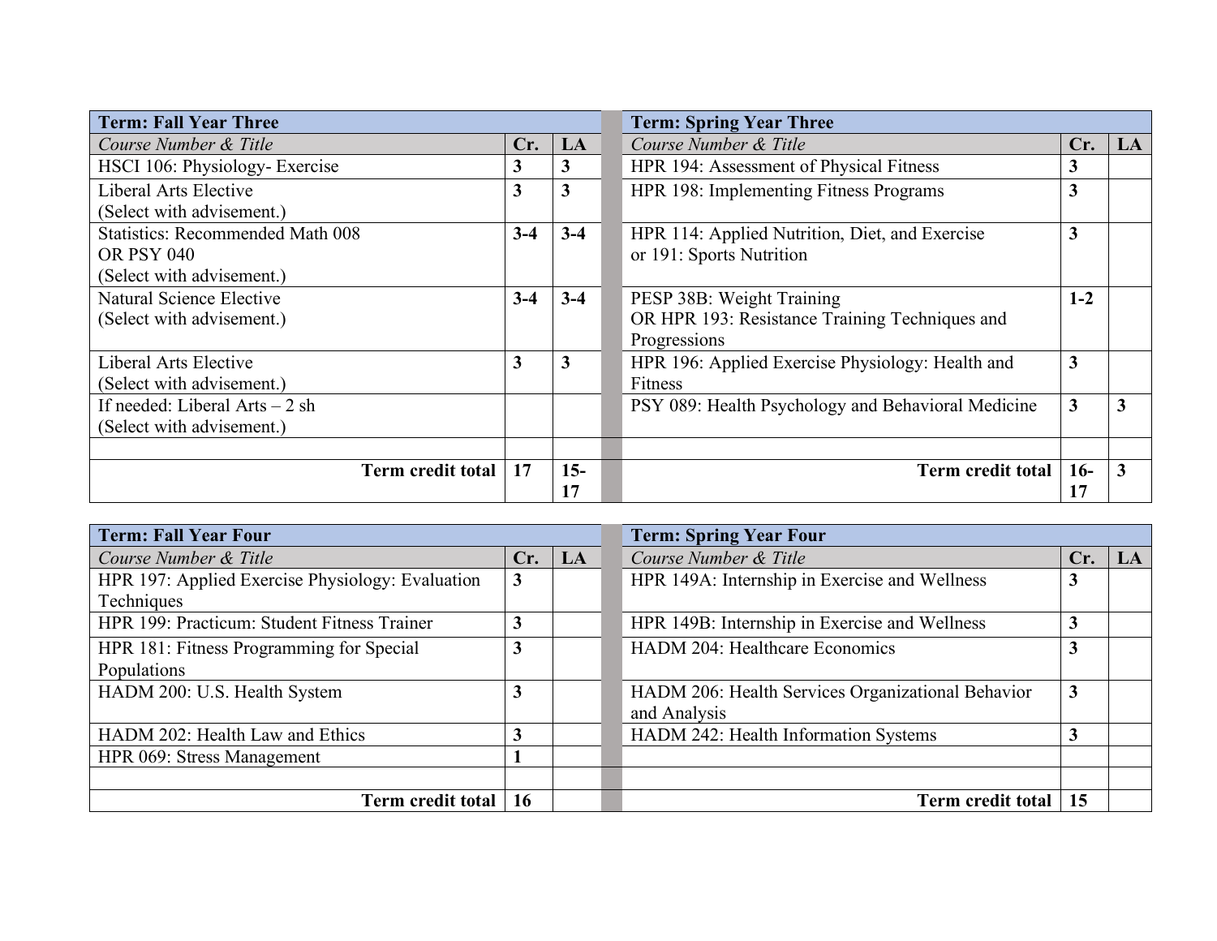| Term: Fall Year Three | | |
|---|---|---|
| *Course Number & Title* | **Cr.** | **LA** |
| HSCI 106: Physiology- Exercise | **3** | **3** |
| Liberal Arts Elective (Select with advisement.) | **3** | **3** |
| Statistics: Recommended Math 008 OR PSY 040 (Select with advisement.) | **3-4** | **3-4** |
| Natural Science Elective (Select with advisement.) | **3-4** | **3-4** |
| Liberal Arts Elective (Select with advisement.) | **3** | **3** |
| If needed: Liberal Arts – 2 sh (Select with advisement.) | | |
| | | |
| **Term credit total** | **17** | **15-17** |

| Term: Spring Year Three | | |
|---|---|---|
| *Course Number & Title* | **Cr.** | **LA** |
| HPR 194: Assessment of Physical Fitness | **3** | |
| HPR 198: Implementing Fitness Programs | **3** | |
| HPR 114: Applied Nutrition, Diet, and Exercise or 191: Sports Nutrition | **3** | |
| PESP 38B: Weight Training OR HPR 193: Resistance Training Techniques and Progressions | **1-2** | |
| HPR 196: Applied Exercise Physiology: Health and Fitness | **3** | |
| PSY 089: Health Psychology and Behavioral Medicine | **3** | **3** |
| | | |
| **Term credit total** | **16-17** | **3** |

| Term: Fall Year Four | | |
|---|---|---|
| *Course Number & Title* | **Cr.** | **LA** |
| HPR 197: Applied Exercise Physiology: Evaluation Techniques | **3** | |
| HPR 199: Practicum: Student Fitness Trainer | **3** | |
| HPR 181: Fitness Programming for Special Populations | **3** | |
| HADM 200: U.S. Health System | **3** | |
| HADM 202: Health Law and Ethics | **3** | |
| HPR 069: Stress Management | **1** | |
| | | |
| **Term credit total** | **16** | |

| Term: Spring Year Four | | |
|---|---|---|
| *Course Number & Title* | **Cr.** | **LA** |
| HPR 149A: Internship in Exercise and Wellness | **3** | |
| HPR 149B: Internship in Exercise and Wellness | **3** | |
| HADM 204: Healthcare Economics | **3** | |
| HADM 206: Health Services Organizational Behavior and Analysis | **3** | |
| HADM 242: Health Information Systems | **3** | |
| | | |
| | | |
| **Term credit total** | **15** | |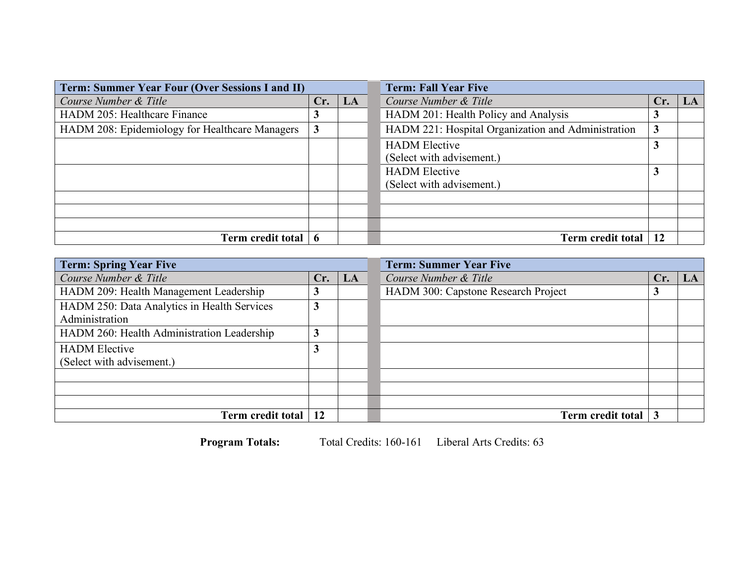| Term: Summer Year Four (Over Sessions I and II) | | |
|---|---|---|
| *Course Number & Title* | **Cr.** | **LA** |
| HADM 205: Healthcare Finance | **3** | |
| HADM 208: Epidemiology for Healthcare Managers | **3** | |
| | | |
| | | |
| | | |
| | | |
| | | |
| **Term credit total** | **6** | |

| Term: Fall Year Five | | |
|---|---|---|
| *Course Number & Title* | **Cr.** | **LA** |
| HADM 201: Health Policy and Analysis | **3** | |
| HADM 221: Hospital Organization and Administration | **3** | |
| HADM Elective (Select with advisement.) | **3** | |
| HADM Elective (Select with advisement.) | **3** | |
| | | |
| | | |
| | | |
| **Term credit total** | **12** | |

| Term: Spring Year Five | | |
|---|---|---|
| *Course Number & Title* | **Cr.** | **LA** |
| HADM 209: Health Management Leadership | **3** | |
| HADM 250: Data Analytics in Health Services Administration | **3** | |
| HADM 260: Health Administration Leadership | **3** | |
| HADM Elective (Select with advisement.) | **3** | |
| | | |
| | | |
| | | |
| **Term credit total** | **12** | |

| Term: Summer Year Five | | |
|---|---|---|
| *Course Number & Title* | **Cr.** | **LA** |
| HADM 300: Capstone Research Project | **3** | |
| | | |
| | | |
| | | |
| | | |
| | | |
| | | |
| **Term credit total** | **3** | |

**Program Totals:** Total Credits: 160-161 Liberal Arts Credits: 63